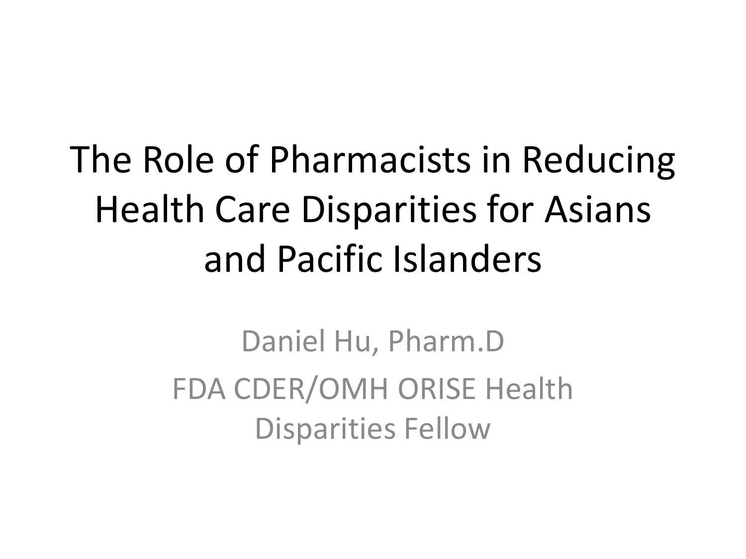# The Role of Pharmacists in Reducing Health Care Disparities for Asians and Pacific Islanders

Daniel Hu, Pharm.D

FDA CDER/OMH ORISE Health Disparities Fellow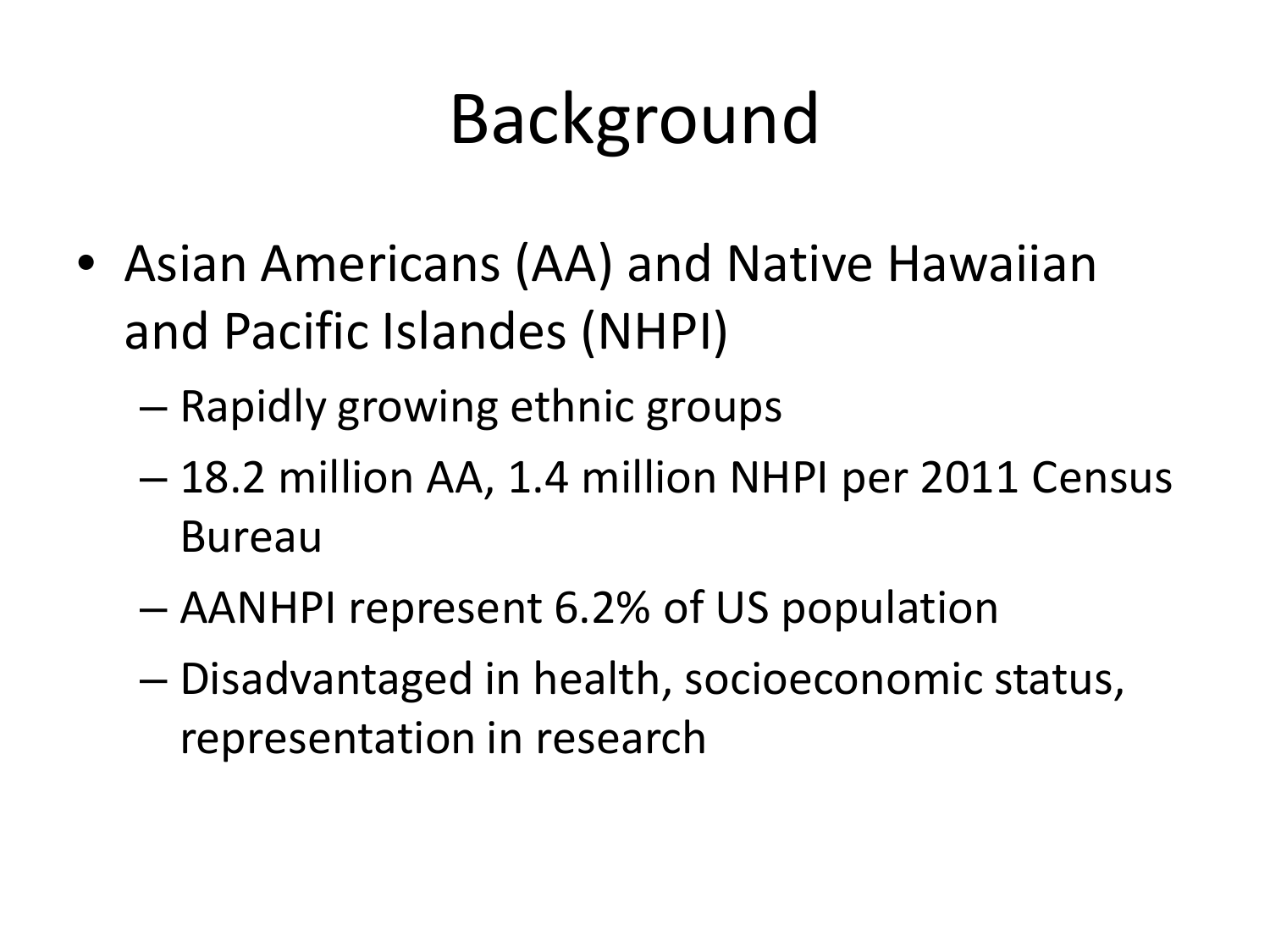# Background

- Asian Americans (AA) and Native Hawaiian and Pacific Islandes (NHPI)
  - Rapidly growing ethnic groups
  - 18.2 million AA, 1.4 million NHPI per 2011 Census Bureau
  - AANHPI represent 6.2% of US population
  - Disadvantaged in health, socioeconomic status, representation in research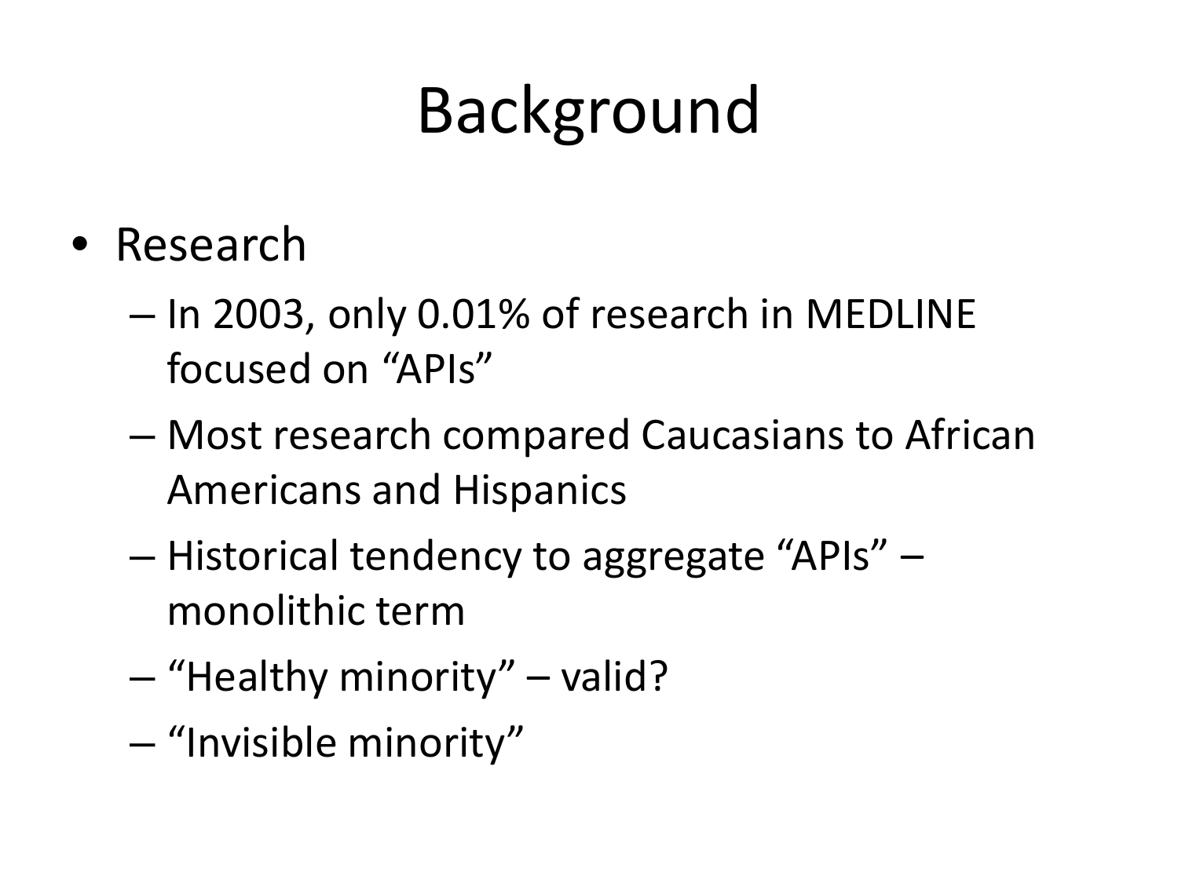# Background

- Research
  - In 2003, only 0.01% of research in MEDLINE focused on “APIs”
  - Most research compared Caucasians to African Americans and Hispanics
  - Historical tendency to aggregate “APIs” – monolithic term
  - “Healthy minority” – valid?
  - “Invisible minority”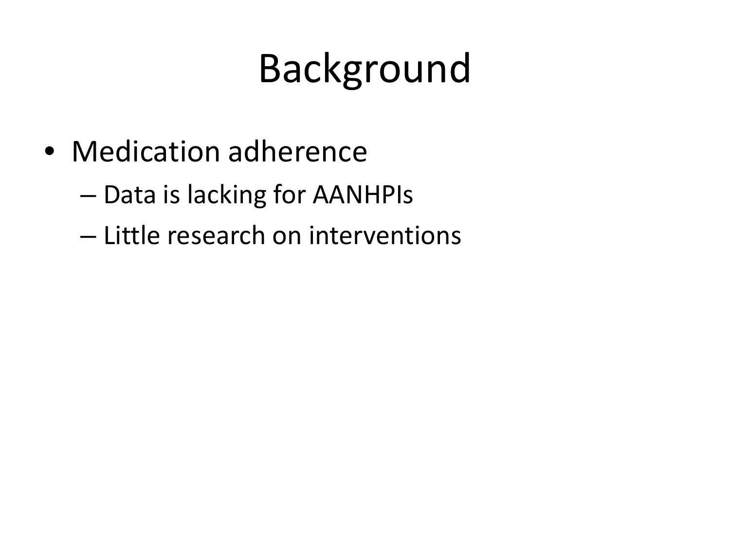# Background

- Medication adherence
  - Data is lacking for AANHPIs
  - Little research on interventions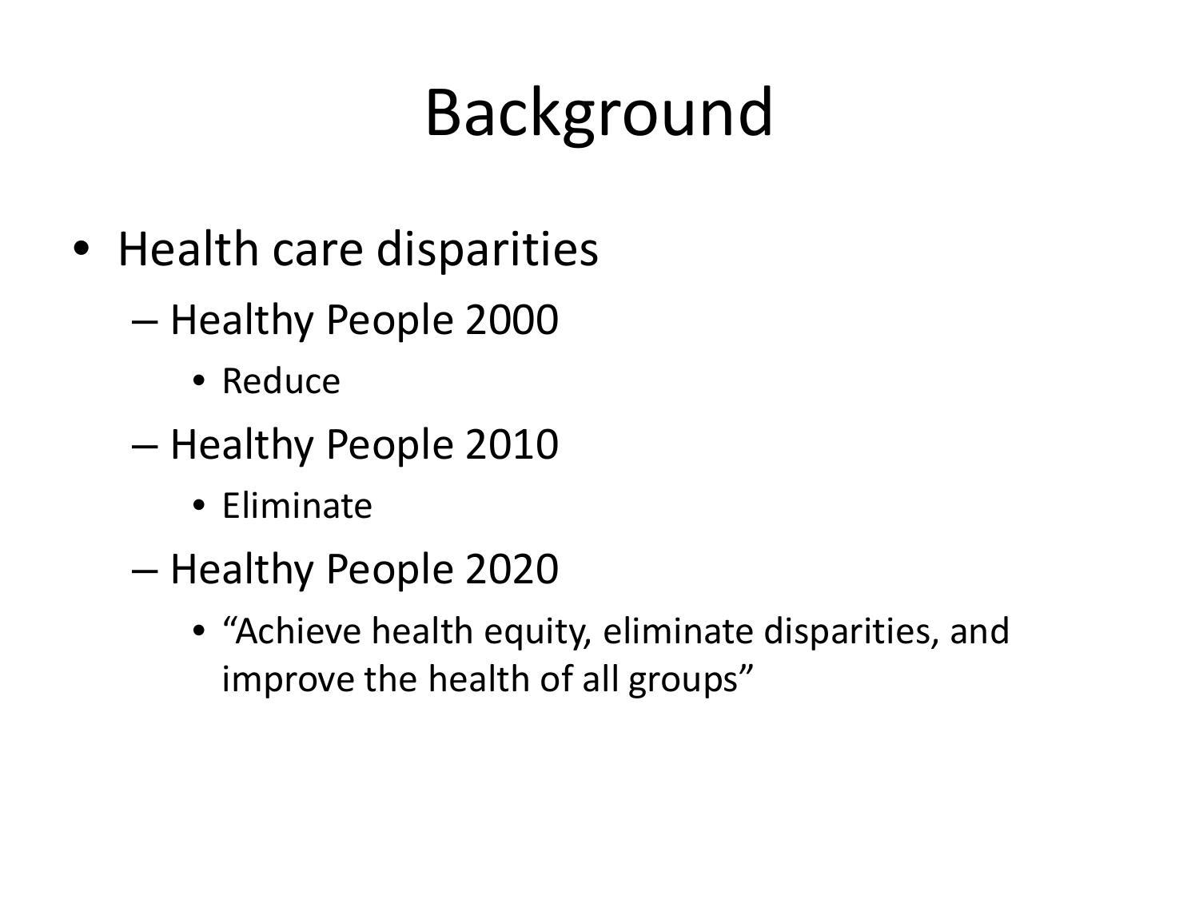# Background

- Health care disparities
  - Healthy People 2000
    - Reduce
  - Healthy People 2010
    - Eliminate
  - Healthy People 2020
    - "Achieve health equity, eliminate disparities, and improve the health of all groups"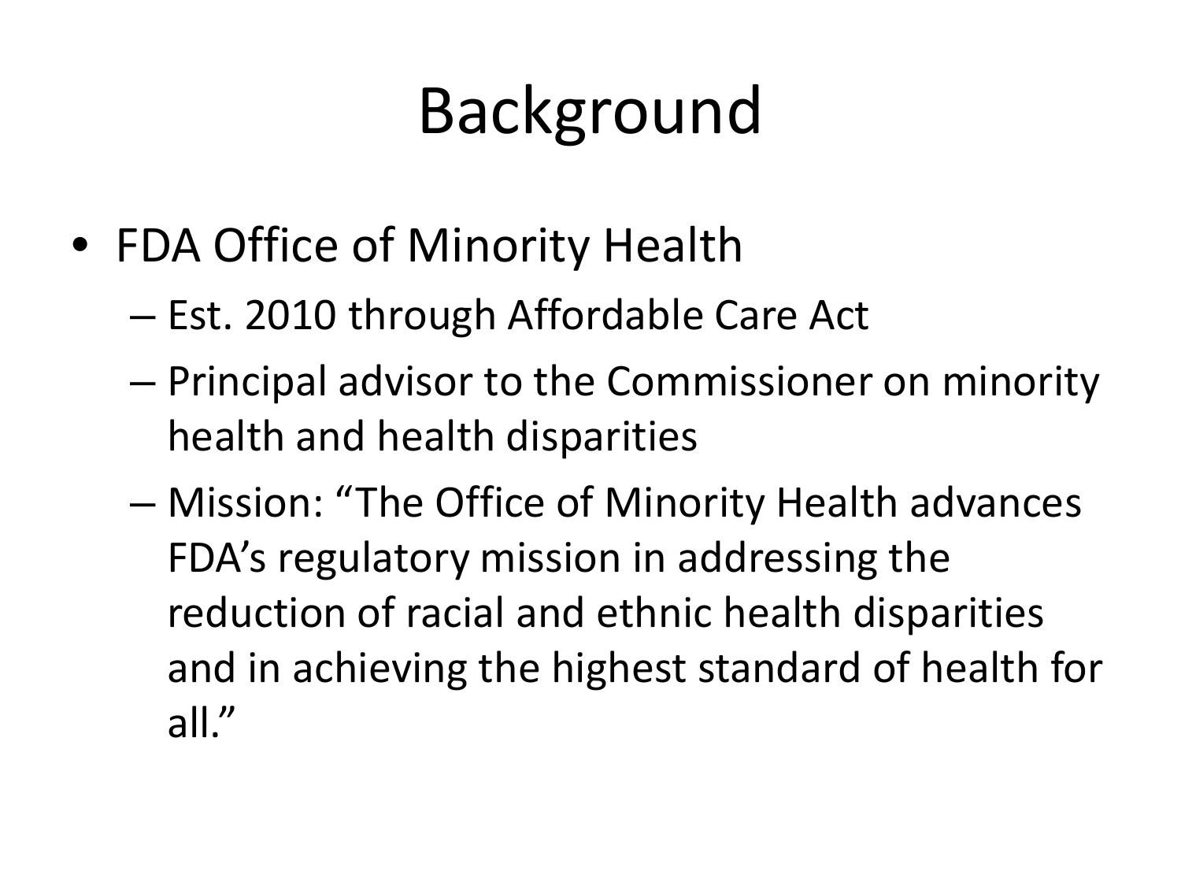# Background

- FDA Office of Minority Health
  - Est. 2010 through Affordable Care Act
  - Principal advisor to the Commissioner on minority health and health disparities
  - Mission: "The Office of Minority Health advances FDA's regulatory mission in addressing the reduction of racial and ethnic health disparities and in achieving the highest standard of health for all."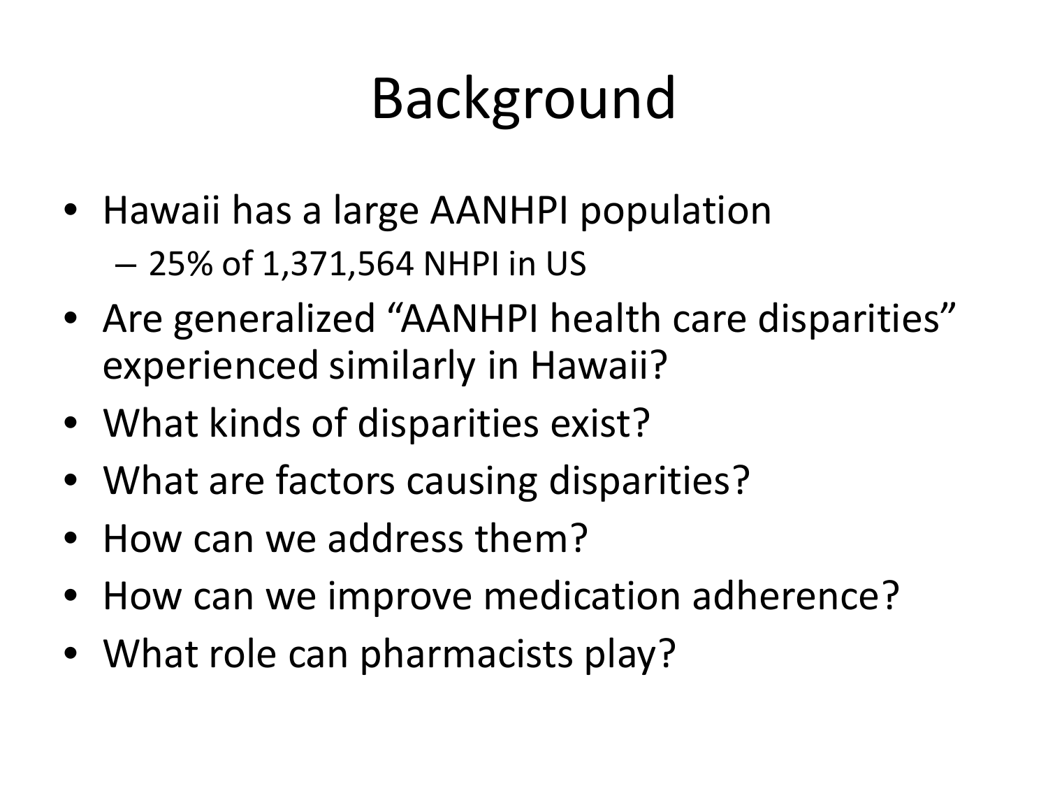# Background

- Hawaii has a large AANHPI population
  - 25% of 1,371,564 NHPI in US
- Are generalized “AANHPI health care disparities” experienced similarly in Hawaii?
- What kinds of disparities exist?
- What are factors causing disparities?
- How can we address them?
- How can we improve medication adherence?
- What role can pharmacists play?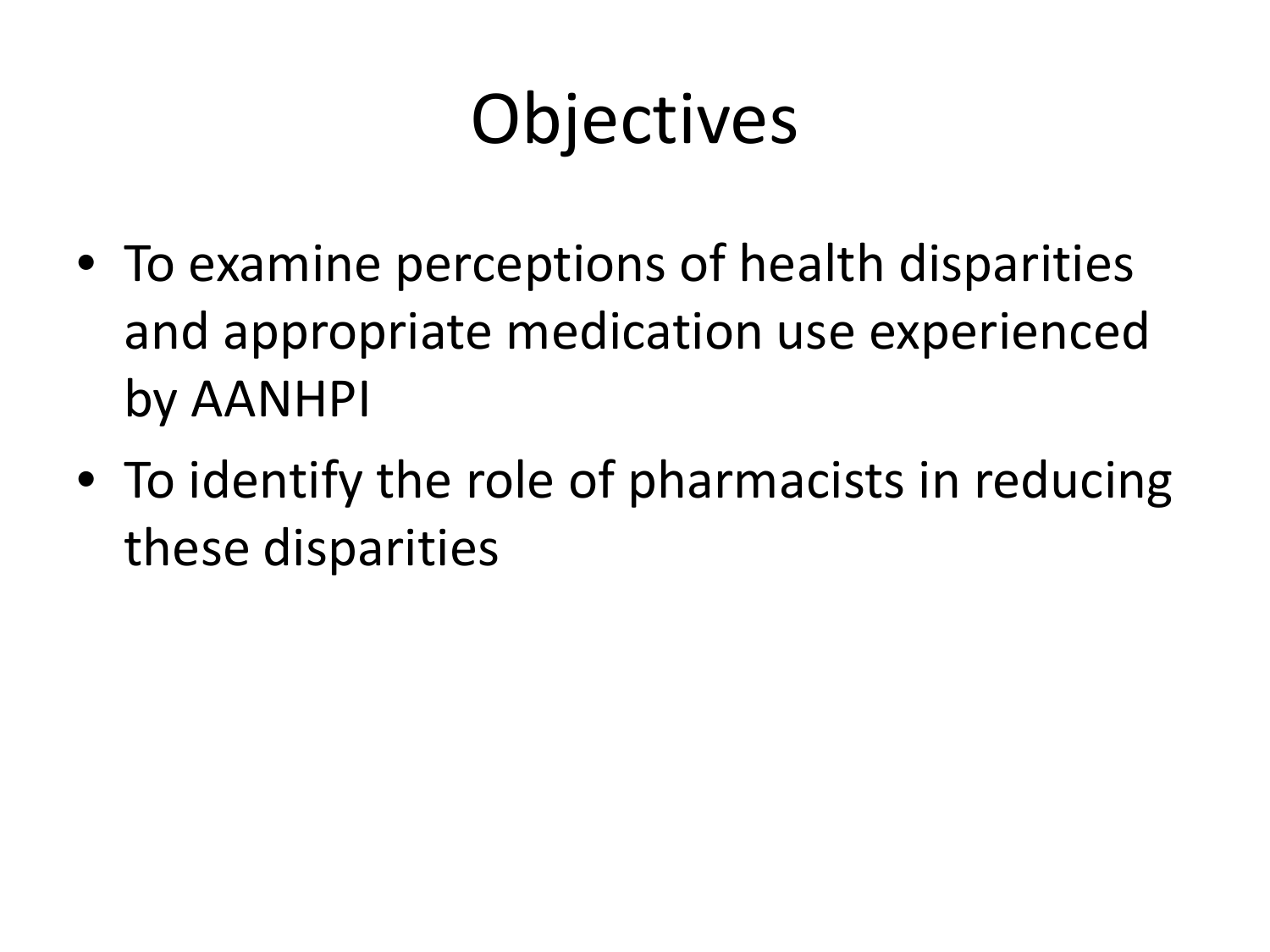# Objectives

- To examine perceptions of health disparities and appropriate medication use experienced by AANHPI
- To identify the role of pharmacists in reducing these disparities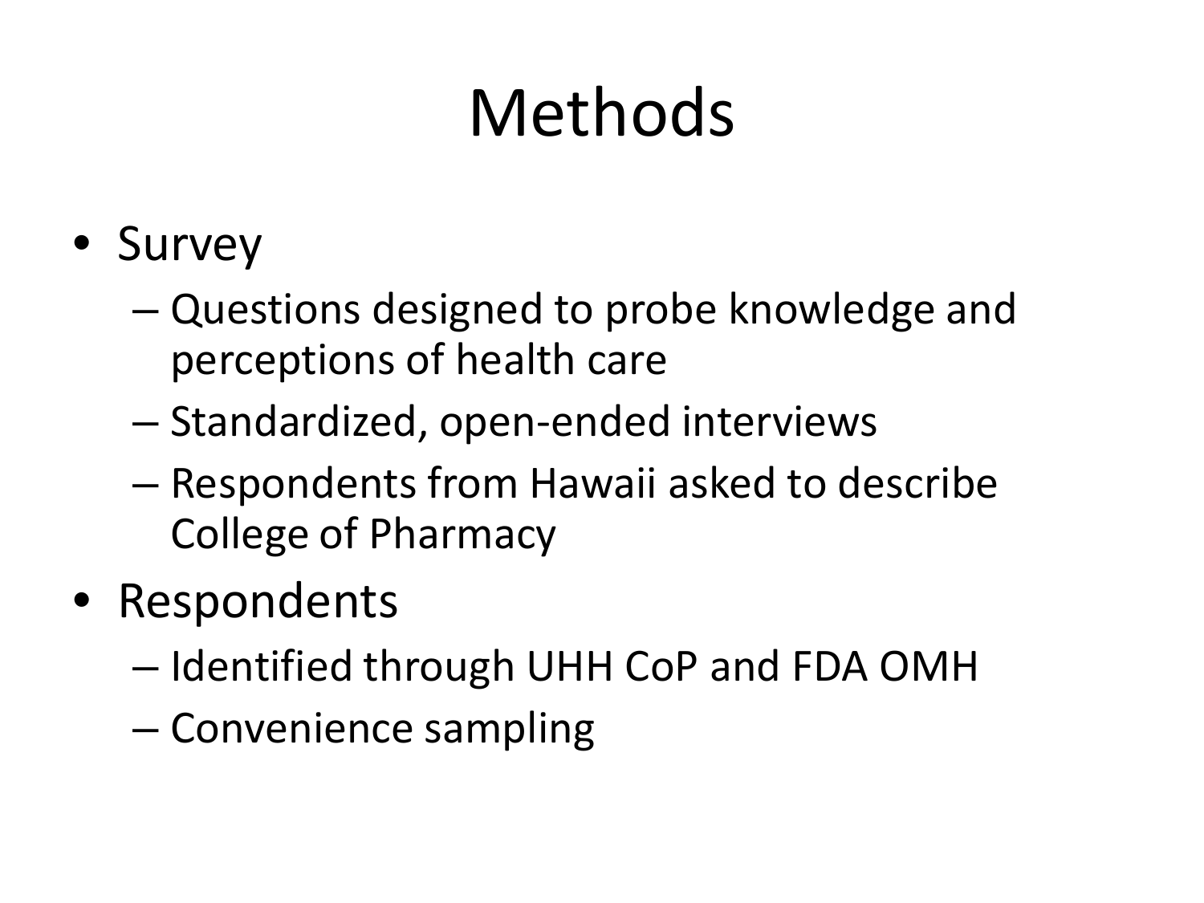# Methods

- Survey
  - Questions designed to probe knowledge and perceptions of health care
  - Standardized, open-ended interviews
  - Respondents from Hawaii asked to describe College of Pharmacy
- Respondents
  - Identified through UHH CoP and FDA OMH
  - Convenience sampling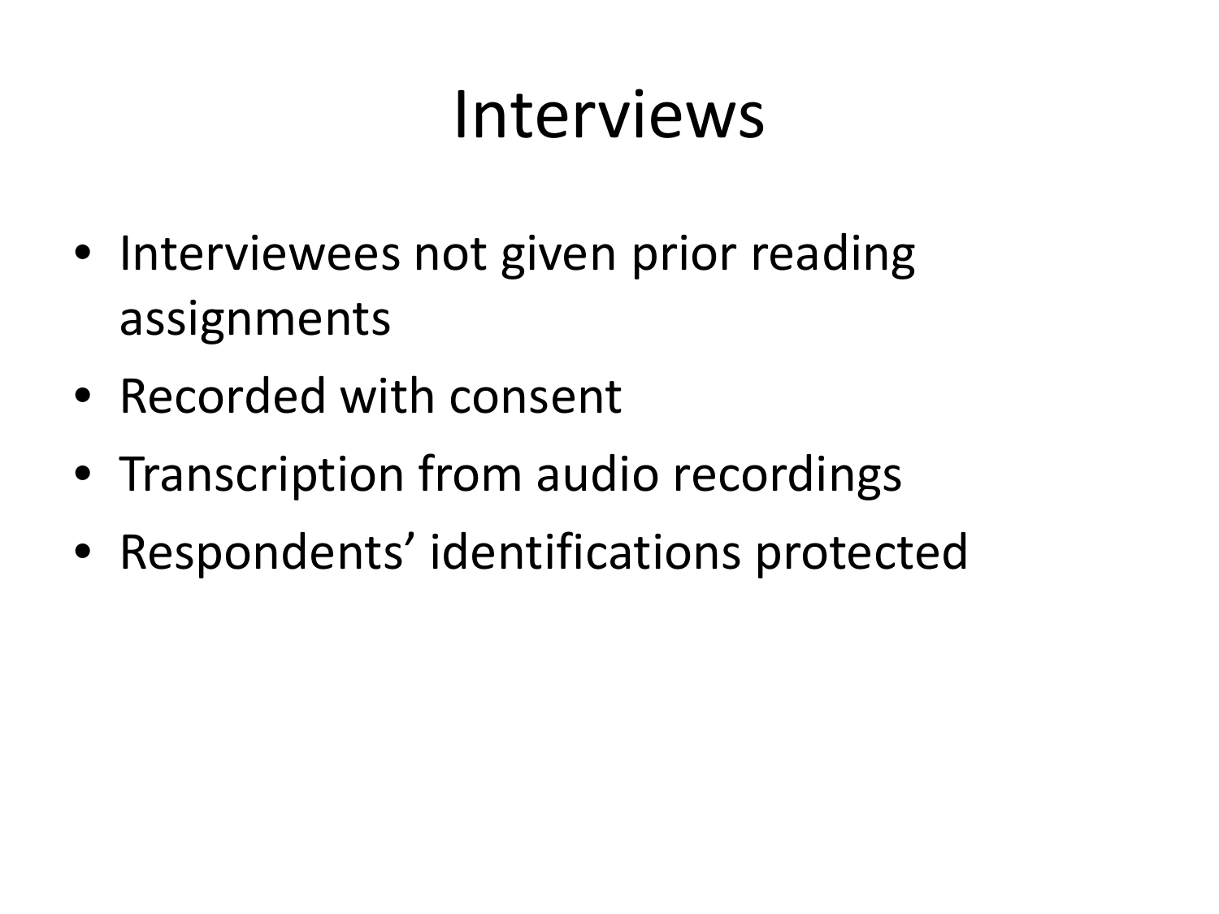# Interviews

- Interviewees not given prior reading assignments
- Recorded with consent
- Transcription from audio recordings
- Respondents' identifications protected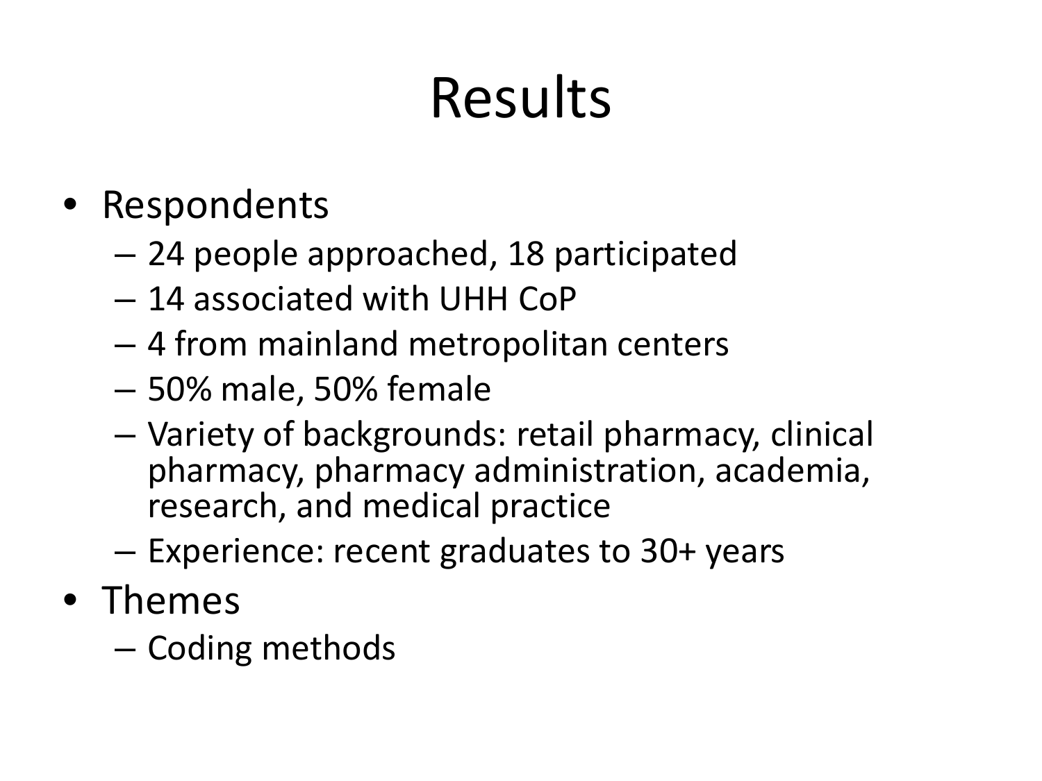# Results

- Respondents
  - 24 people approached, 18 participated
  - 14 associated with UHH CoP
  - 4 from mainland metropolitan centers
  - 50% male, 50% female
  - Variety of backgrounds: retail pharmacy, clinical pharmacy, pharmacy administration, academia, research, and medical practice
  - Experience: recent graduates to 30+ years
- Themes
  - Coding methods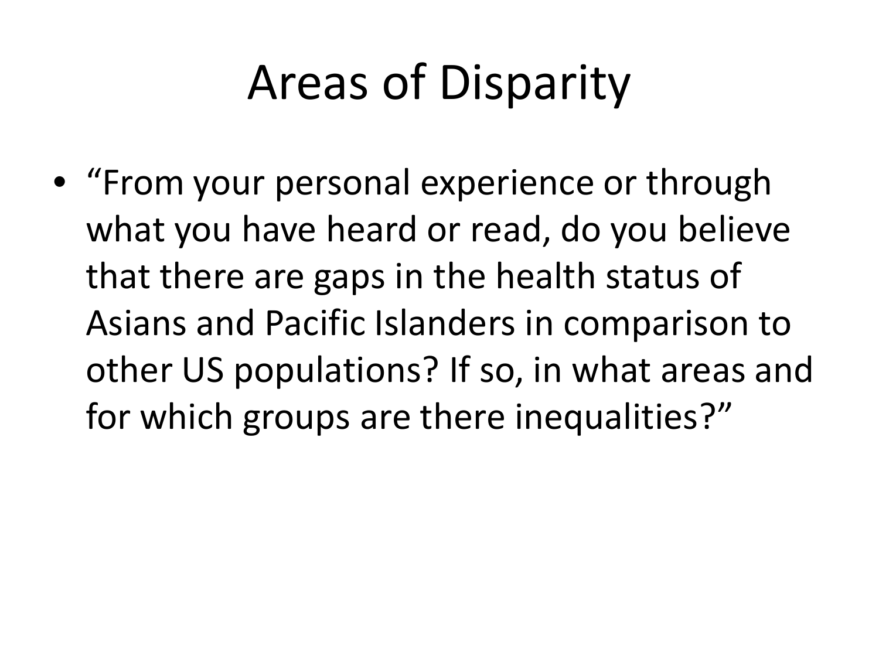# Areas of Disparity

- “From your personal experience or through what you have heard or read, do you believe that there are gaps in the health status of Asians and Pacific Islanders in comparison to other US populations? If so, in what areas and for which groups are there inequalities?”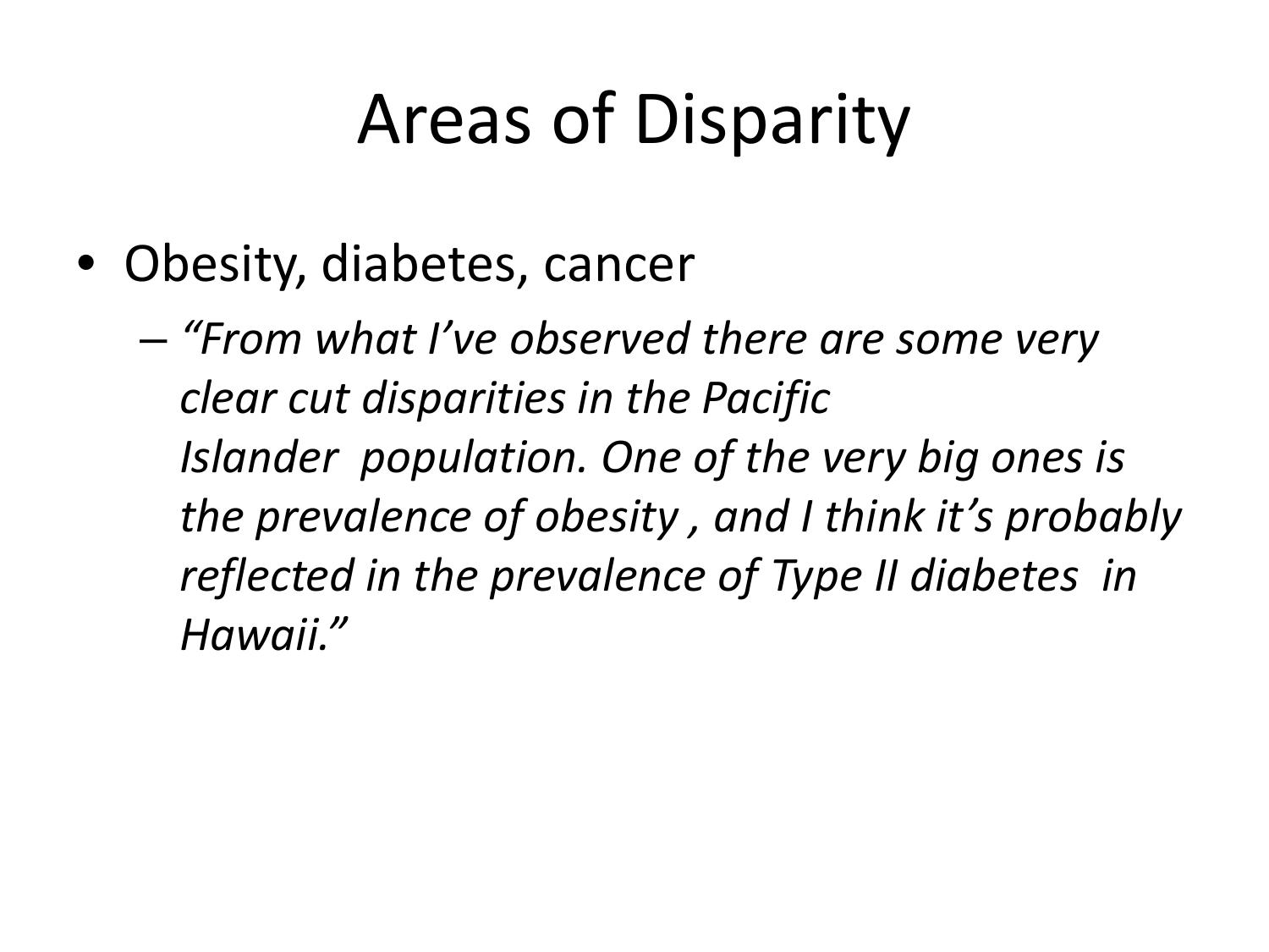# Areas of Disparity

- Obesity, diabetes, cancer
  - *"From what I've observed there are some very clear cut disparities in the Pacific Islander population. One of the very big ones is the prevalence of obesity , and I think it's probably reflected in the prevalence of Type II diabetes in Hawaii."*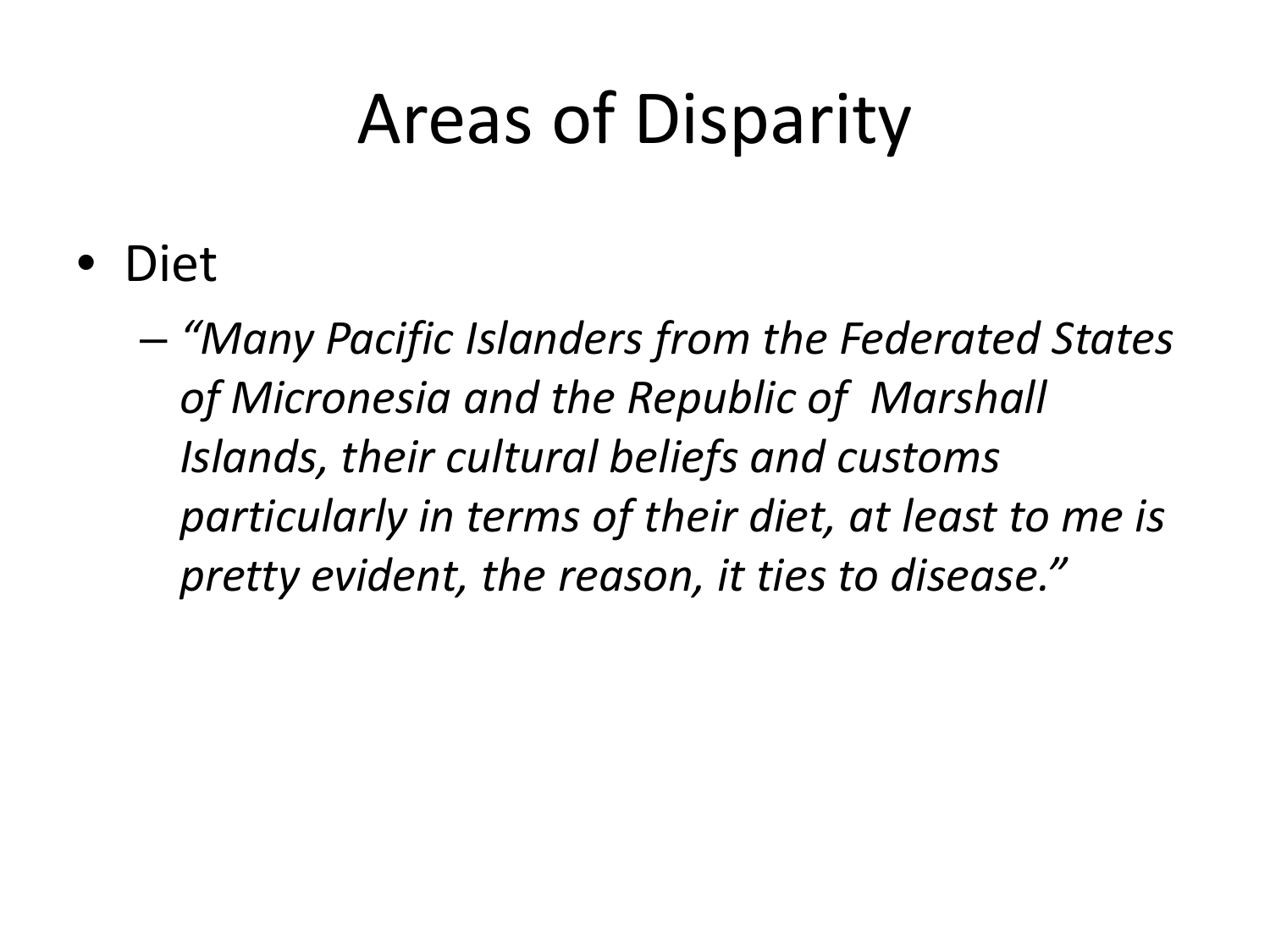# Areas of Disparity

- Diet
  - *"Many Pacific Islanders from the Federated States of Micronesia and the Republic of  Marshall Islands, their cultural beliefs and customs particularly in terms of their diet, at least to me is pretty evident, the reason, it ties to disease."*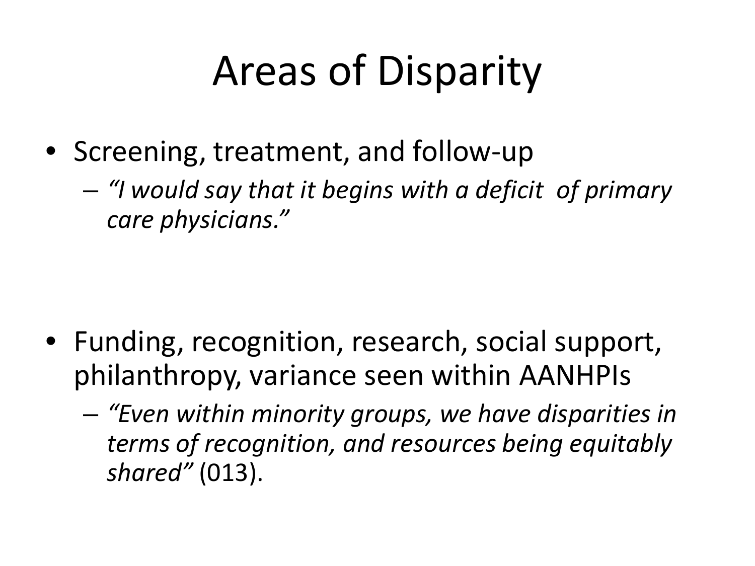# Areas of Disparity

- Screening, treatment, and follow-up
  - *"I would say that it begins with a deficit of primary care physicians."*

- Funding, recognition, research, social support, philanthropy, variance seen within AANHPIs
  - *"Even within minority groups, we have disparities in terms of recognition, and resources being equitably shared"* (013).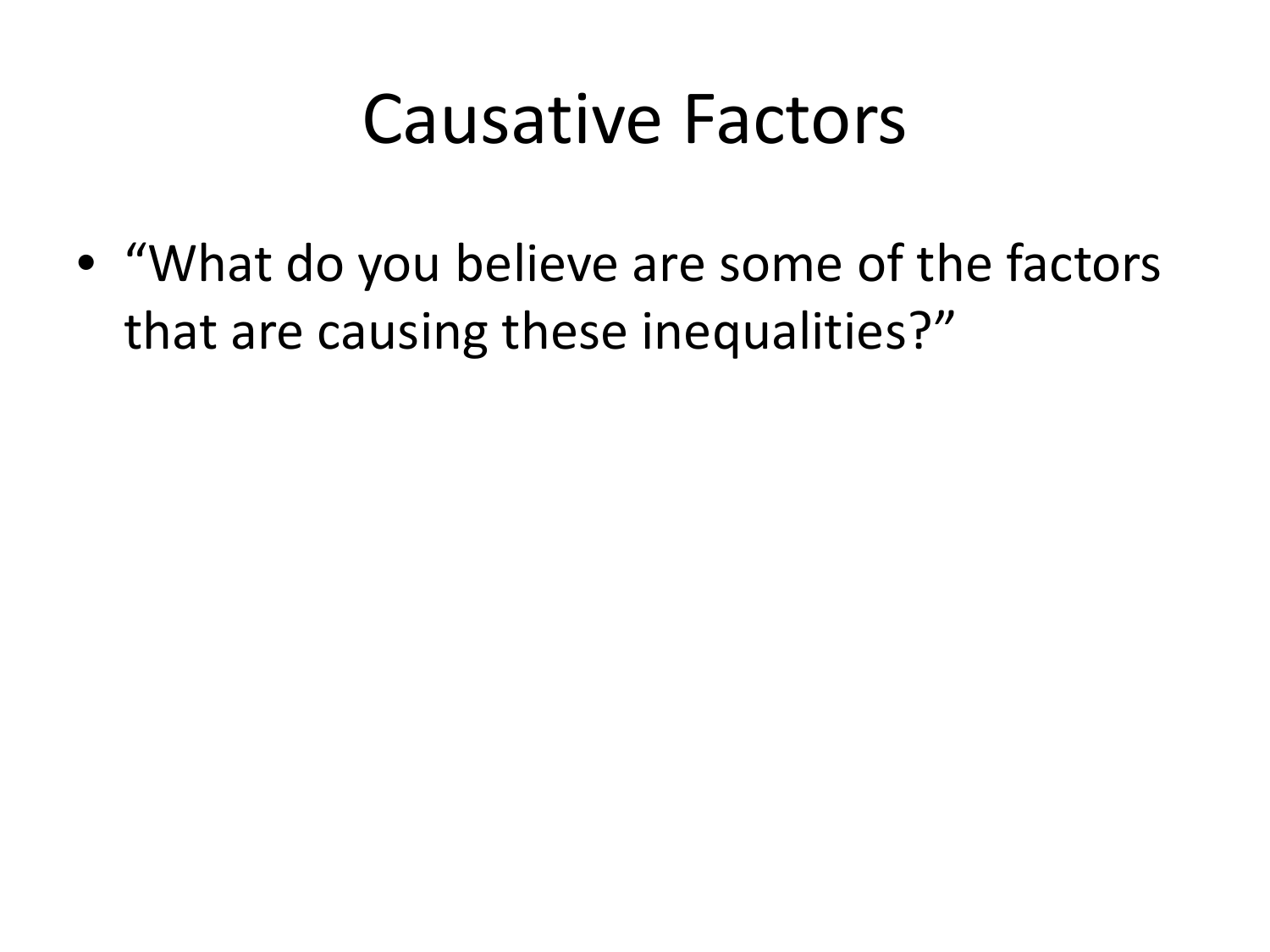# Causative Factors

- “What do you believe are some of the factors that are causing these inequalities?”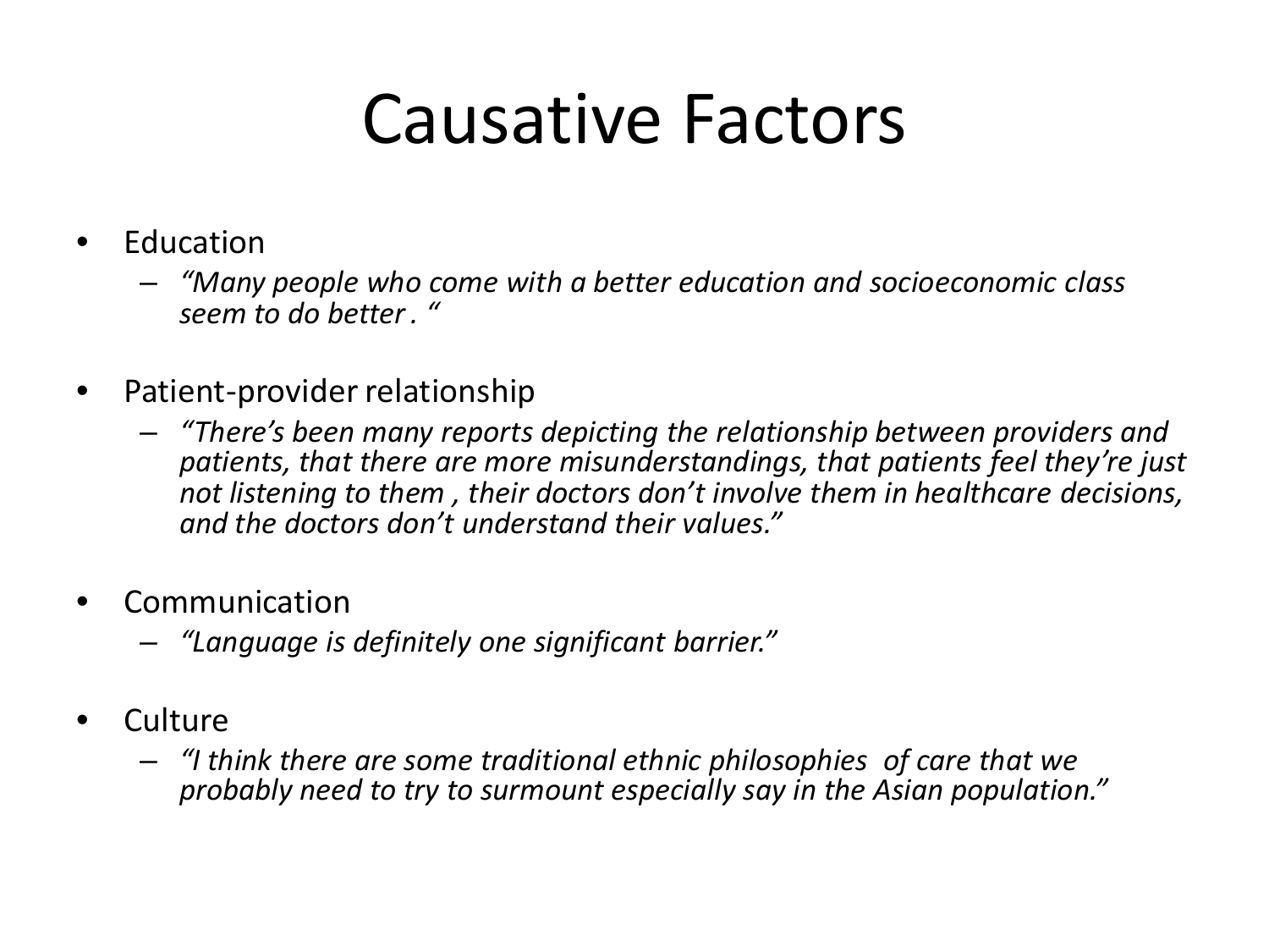# Causative Factors

- Education
  - *"Many people who come with a better education and socioeconomic class seem to do better . "*
- Patient-provider relationship
  - *"There's been many reports depicting the relationship between providers and patients, that there are more misunderstandings, that patients feel they're just not listening to them , their doctors don't involve them in healthcare decisions, and the doctors don't understand their values."*
- Communication
  - *"Language is definitely one significant barrier."*
- Culture
  - *"I think there are some traditional ethnic philosophies of care that we probably need to try to surmount especially say in the Asian population."*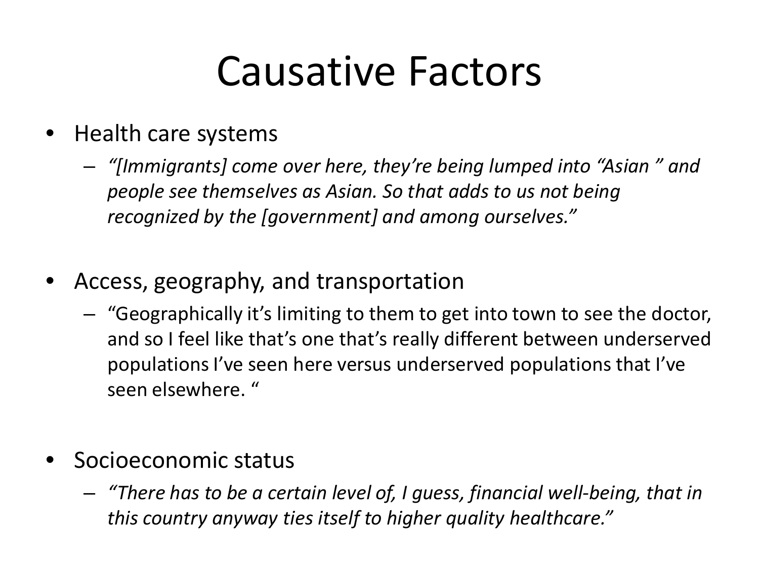# Causative Factors

- Health care systems
  - *"[Immigrants] come over here, they're being lumped into "Asian " and people see themselves as Asian. So that adds to us not being recognized by the [government] and among ourselves."*
- Access, geography, and transportation
  - "Geographically it's limiting to them to get into town to see the doctor, and so I feel like that's one that's really different between underserved populations I've seen here versus underserved populations that I've seen elsewhere. "
- Socioeconomic status
  - *"There has to be a certain level of, I guess, financial well-being, that in this country anyway ties itself to higher quality healthcare."*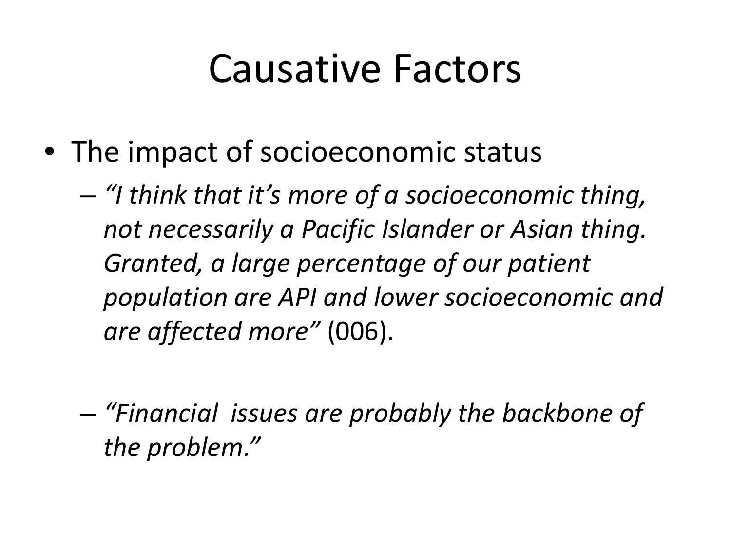# Causative Factors

- The impact of socioeconomic status
  - *"I think that it's more of a socioeconomic thing, not necessarily a Pacific Islander or Asian thing. Granted, a large percentage of our patient population are API and lower socioeconomic and are affected more"* (006).
  - *"Financial issues are probably the backbone of the problem."*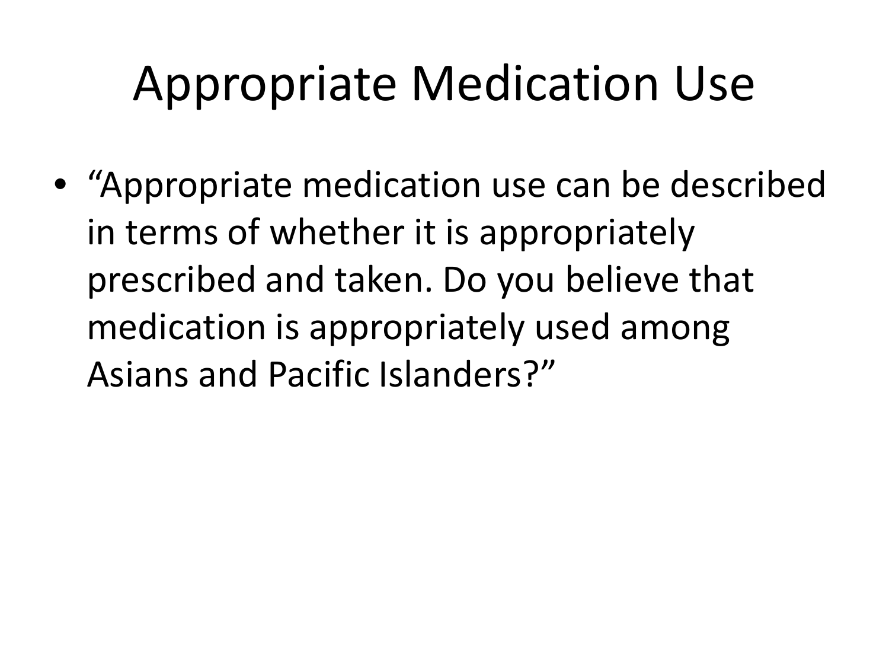# Appropriate Medication Use

- "Appropriate medication use can be described in terms of whether it is appropriately prescribed and taken. Do you believe that medication is appropriately used among Asians and Pacific Islanders?"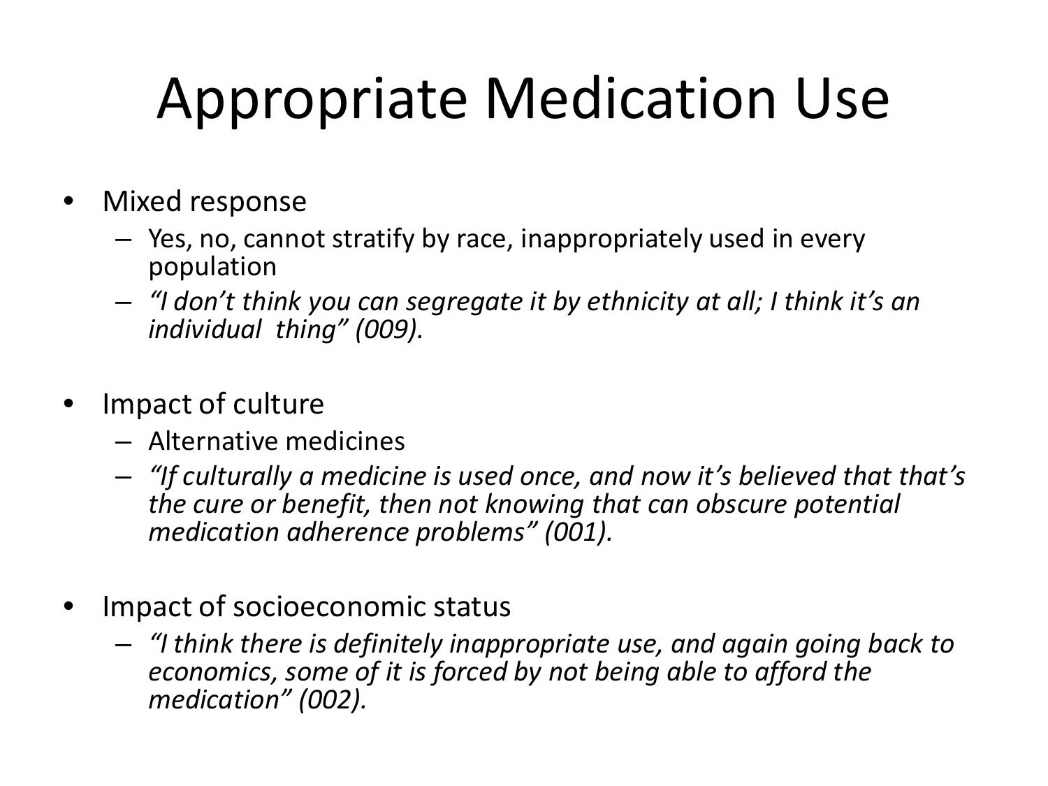# Appropriate Medication Use

- Mixed response
  - Yes, no, cannot stratify by race, inappropriately used in every population
  - *"I don't think you can segregate it by ethnicity at all; I think it's an individual thing" (009).*

- Impact of culture
  - Alternative medicines
  - *"If culturally a medicine is used once, and now it's believed that that's the cure or benefit, then not knowing that can obscure potential medication adherence problems" (001).*

- Impact of socioeconomic status
  - *"I think there is definitely inappropriate use, and again going back to economics, some of it is forced by not being able to afford the medication" (002).*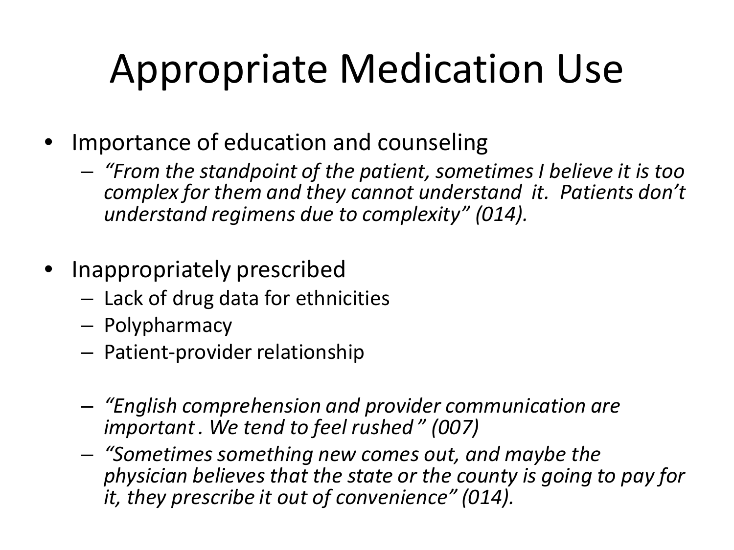# Appropriate Medication Use

- Importance of education and counseling
  - *"From the standpoint of the patient, sometimes I believe it is too complex for them and they cannot understand it. Patients don't understand regimens due to complexity" (014).*

- Inappropriately prescribed
  - Lack of drug data for ethnicities
  - Polypharmacy
  - Patient-provider relationship

  - *"English comprehension and provider communication are important . We tend to feel rushed " (007)*
  - *"Sometimes something new comes out, and maybe the physician believes that the state or the county is going to pay for it, they prescribe it out of convenience" (014).*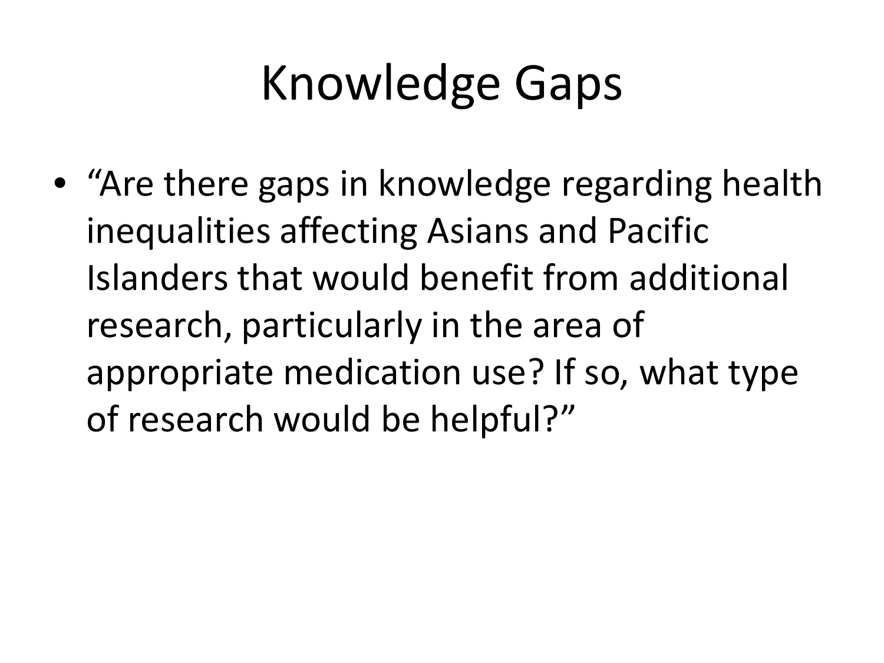# Knowledge Gaps

- "Are there gaps in knowledge regarding health inequalities affecting Asians and Pacific Islanders that would benefit from additional research, particularly in the area of appropriate medication use? If so, what type of research would be helpful?"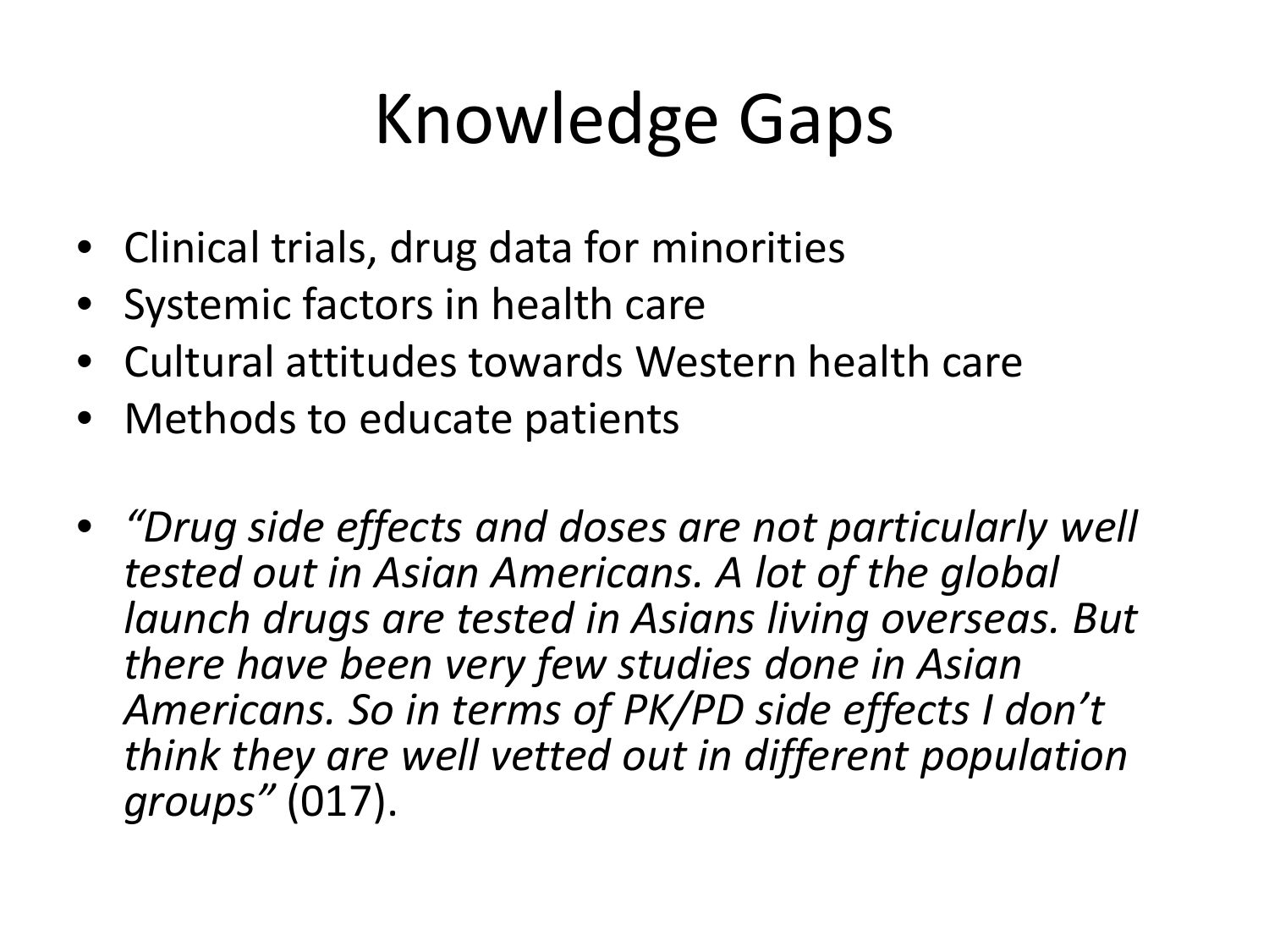# Knowledge Gaps

- Clinical trials, drug data for minorities
- Systemic factors in health care
- Cultural attitudes towards Western health care
- Methods to educate patients

- *"Drug side effects and doses are not particularly well tested out in Asian Americans. A lot of the global launch drugs are tested in Asians living overseas. But there have been very few studies done in Asian Americans. So in terms of PK/PD side effects I don't think they are well vetted out in different population groups"* (017).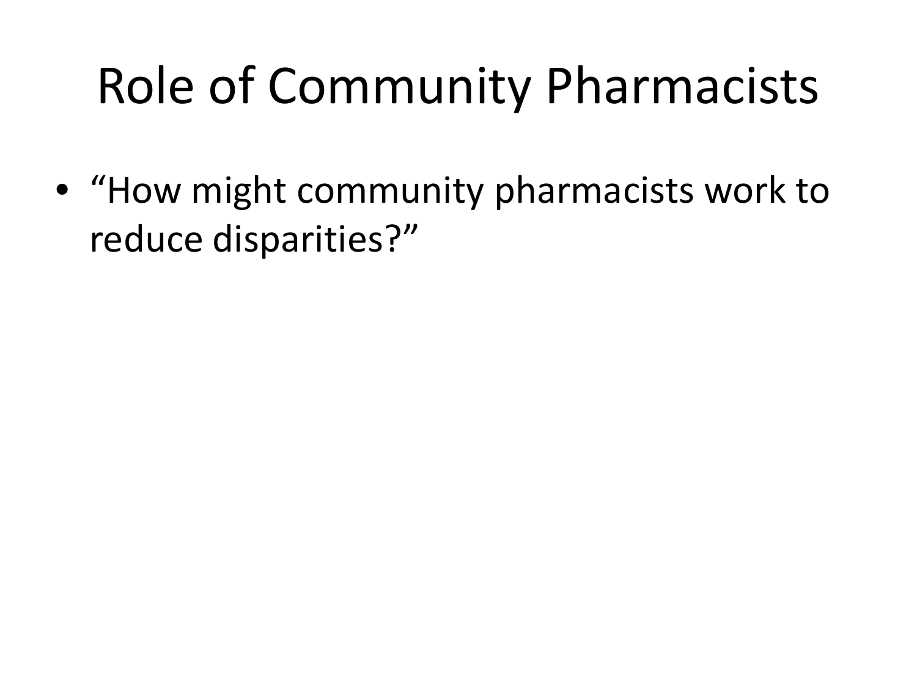# Role of Community Pharmacists

- "How might community pharmacists work to reduce disparities?"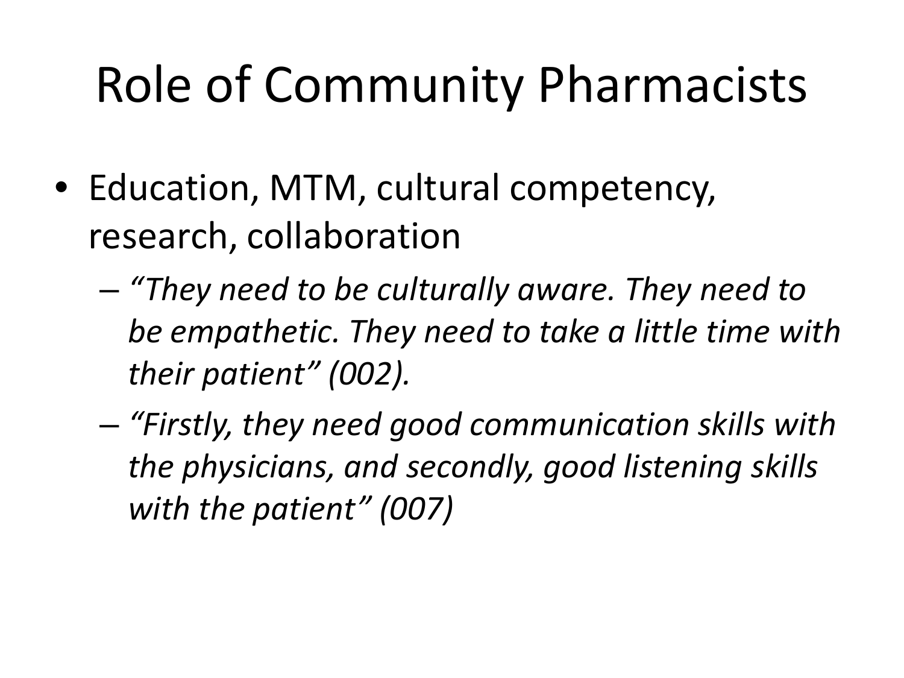# Role of Community Pharmacists

- Education, MTM, cultural competency, research, collaboration
  - *"They need to be culturally aware. They need to be empathetic. They need to take a little time with their patient" (002).*
  - *"Firstly, they need good communication skills with the physicians, and secondly, good listening skills with the patient" (007)*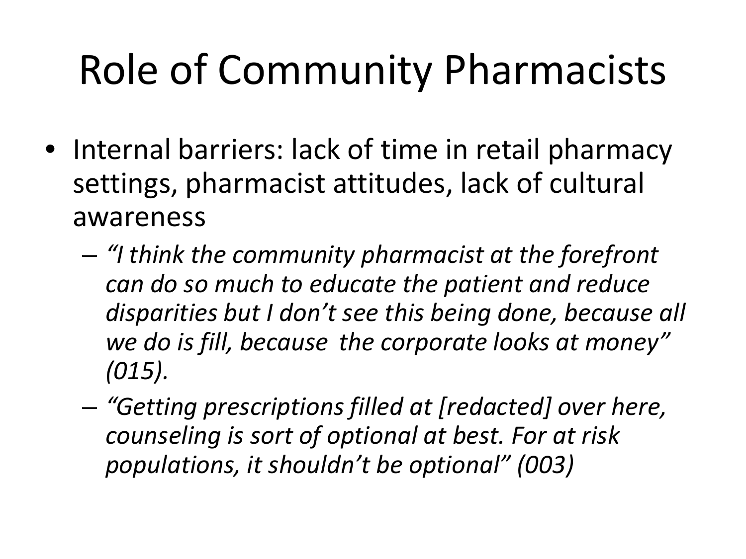# Role of Community Pharmacists

- Internal barriers: lack of time in retail pharmacy settings, pharmacist attitudes, lack of cultural awareness
  - *"I think the community pharmacist at the forefront can do so much to educate the patient and reduce disparities but I don't see this being done, because all we do is fill, because the corporate looks at money" (015).*
  - *"Getting prescriptions filled at [redacted] over here, counseling is sort of optional at best. For at risk populations, it shouldn't be optional" (003)*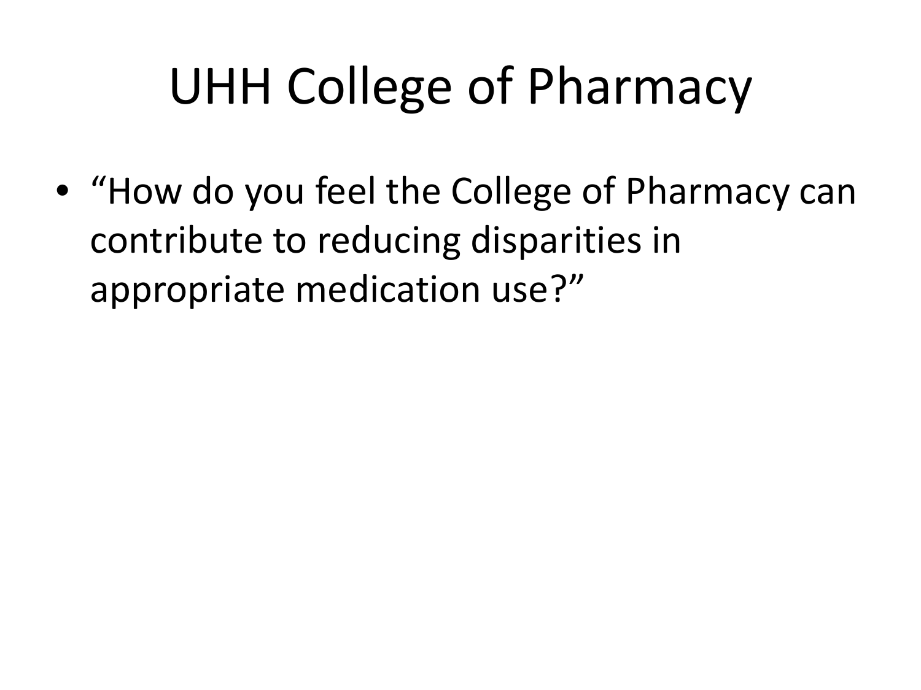# UHH College of Pharmacy

- "How do you feel the College of Pharmacy can contribute to reducing disparities in appropriate medication use?"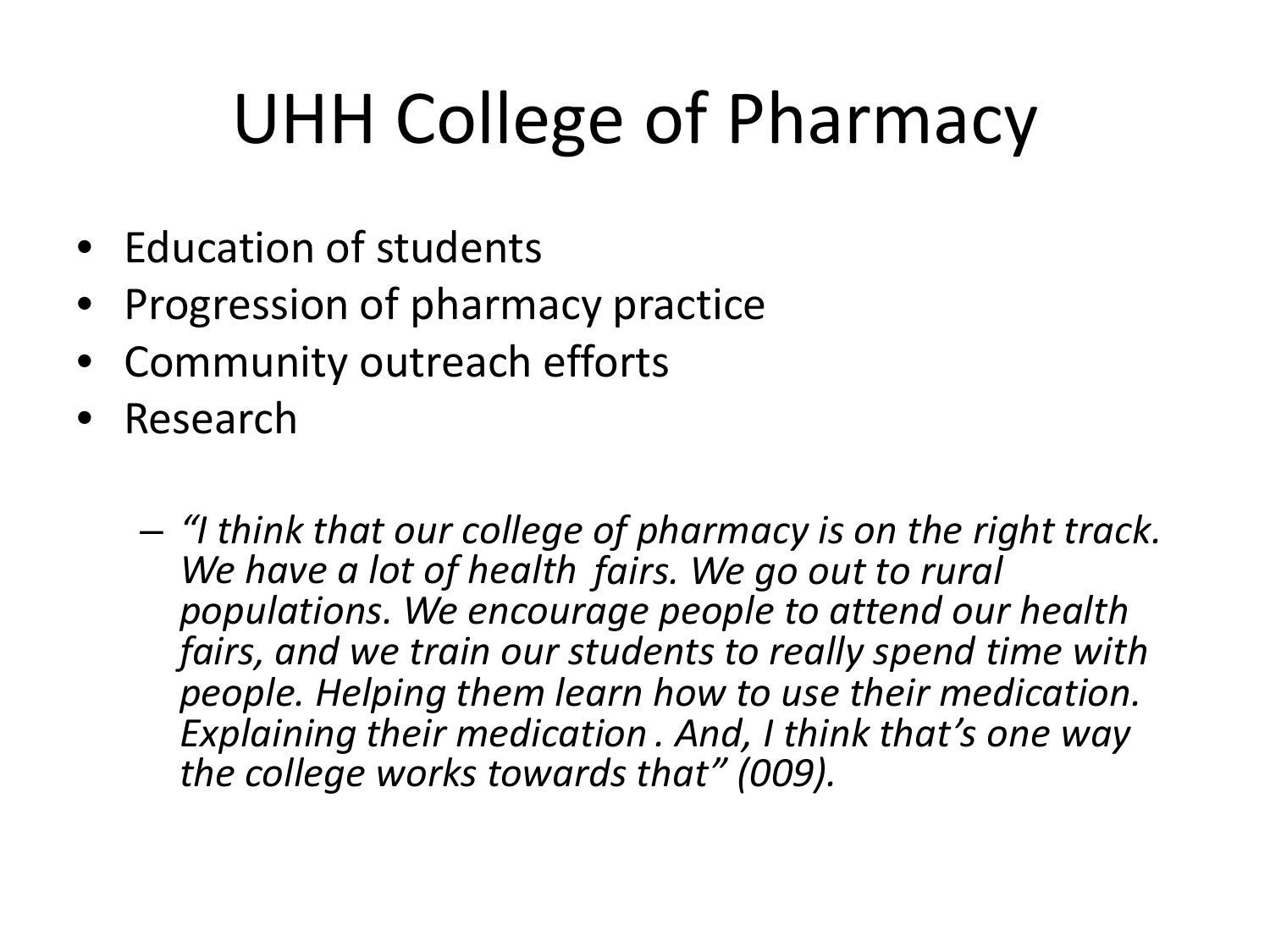# UHH College of Pharmacy

- Education of students
- Progression of pharmacy practice
- Community outreach efforts
- Research
  - *"I think that our college of pharmacy is on the right track. We have a lot of health fairs. We go out to rural populations. We encourage people to attend our health fairs, and we train our students to really spend time with people. Helping them learn how to use their medication. Explaining their medication . And, I think that's one way the college works towards that" (009).*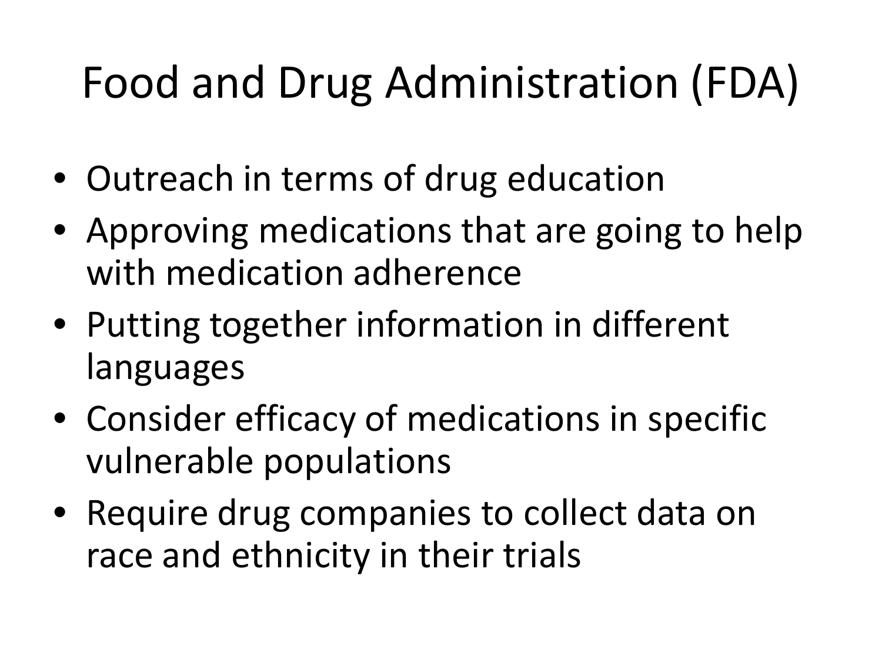# Food and Drug Administration (FDA)

- Outreach in terms of drug education
- Approving medications that are going to help with medication adherence
- Putting together information in different languages
- Consider efficacy of medications in specific vulnerable populations
- Require drug companies to collect data on race and ethnicity in their trials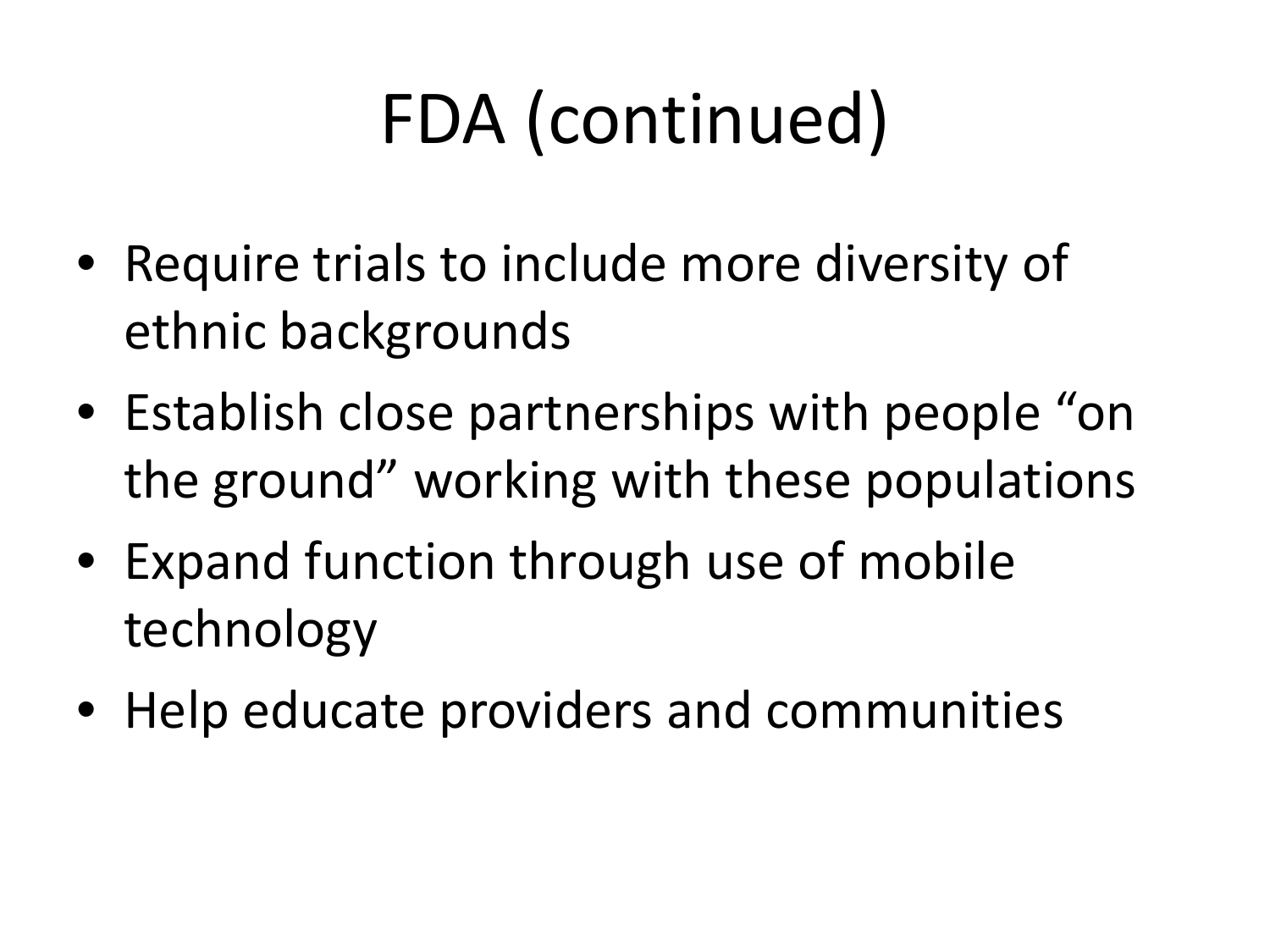# FDA (continued)

- Require trials to include more diversity of ethnic backgrounds
- Establish close partnerships with people "on the ground" working with these populations
- Expand function through use of mobile technology
- Help educate providers and communities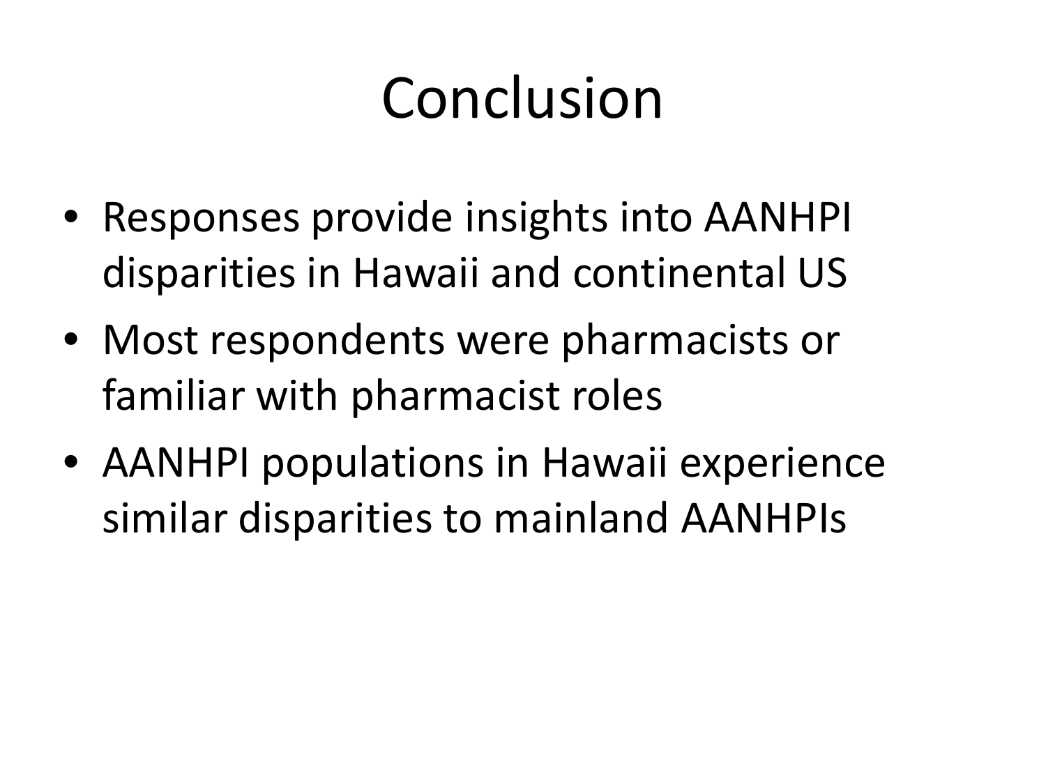# Conclusion

- Responses provide insights into AANHPI disparities in Hawaii and continental US
- Most respondents were pharmacists or familiar with pharmacist roles
- AANHPI populations in Hawaii experience similar disparities to mainland AANHPIs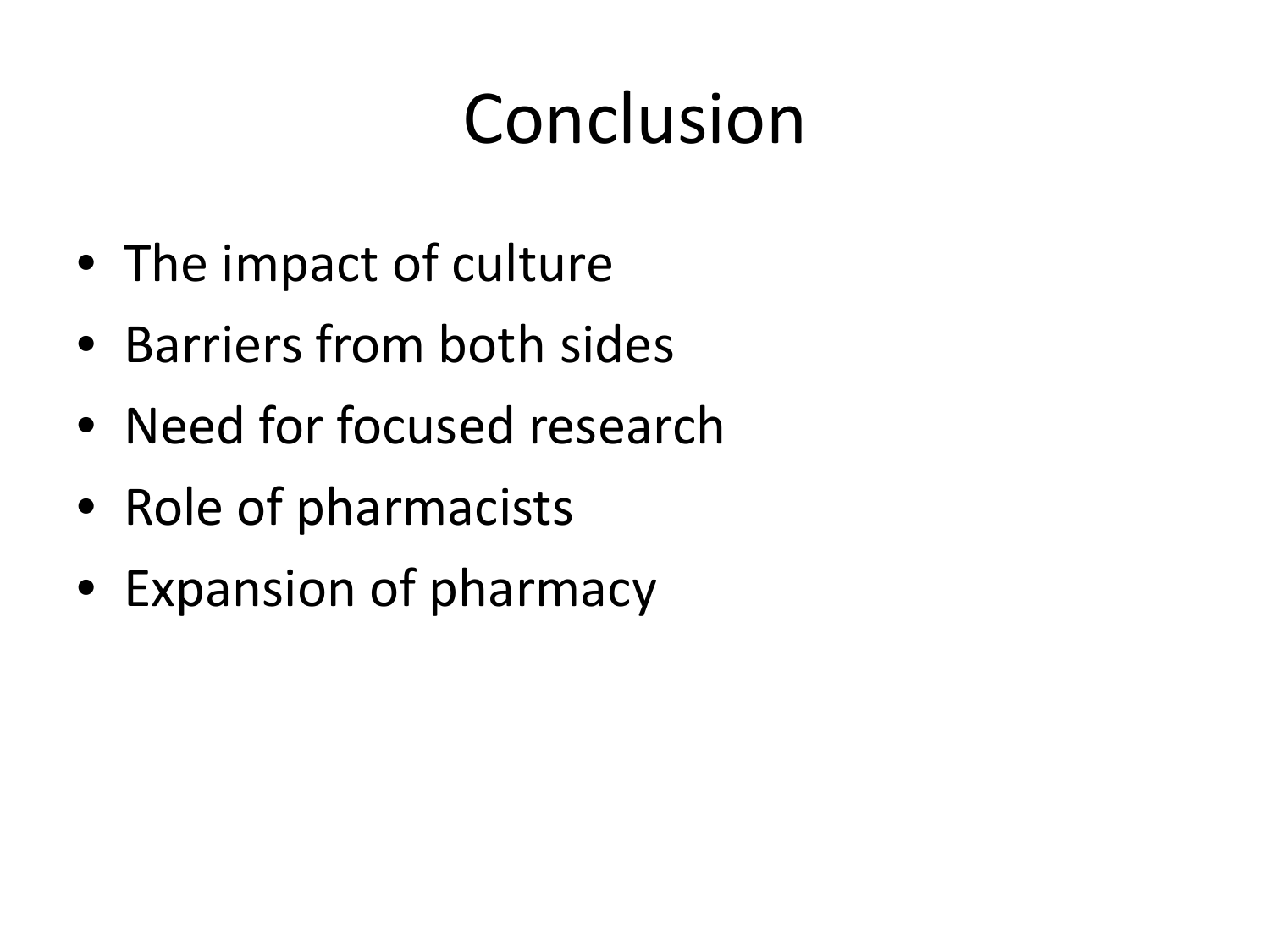# Conclusion

- The impact of culture
- Barriers from both sides
- Need for focused research
- Role of pharmacists
- Expansion of pharmacy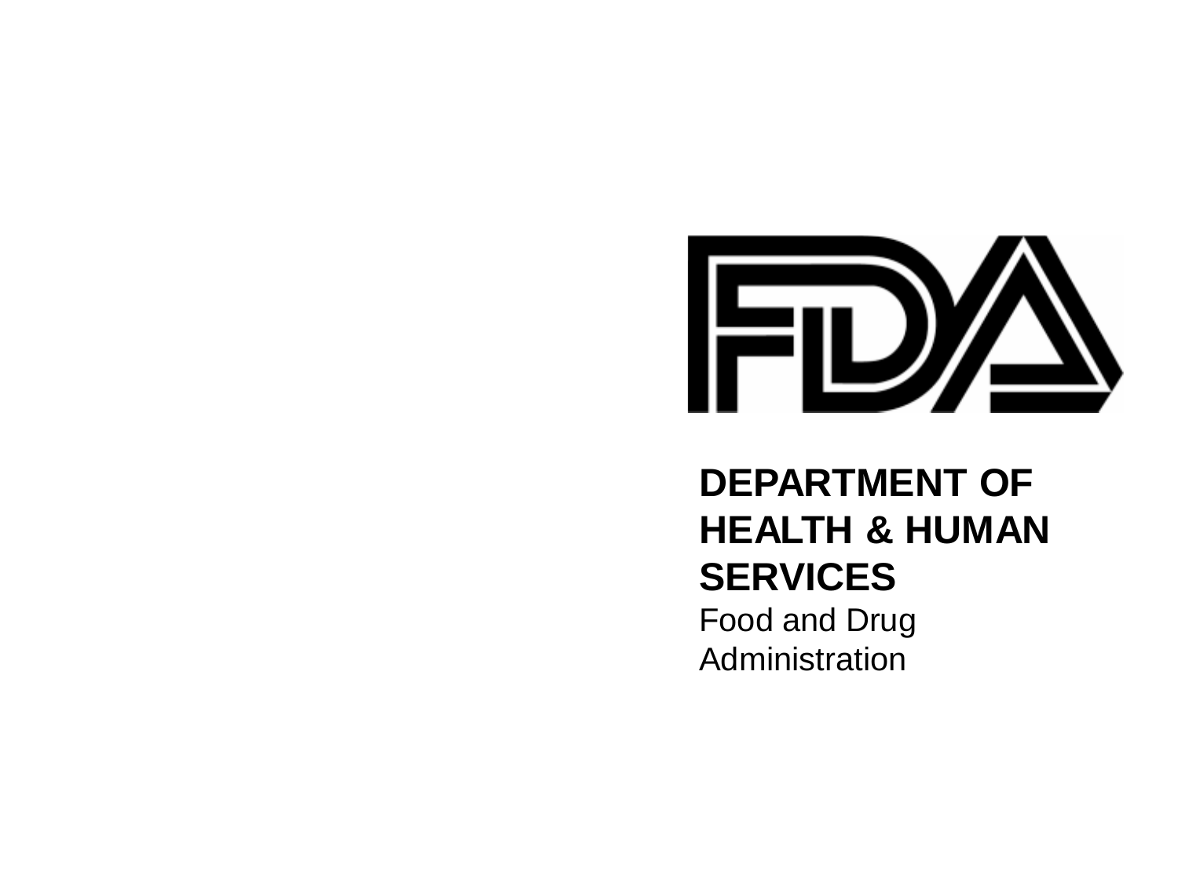**DEPARTMENT OF HEALTH & HUMAN SERVICES**

Food and Drug Administration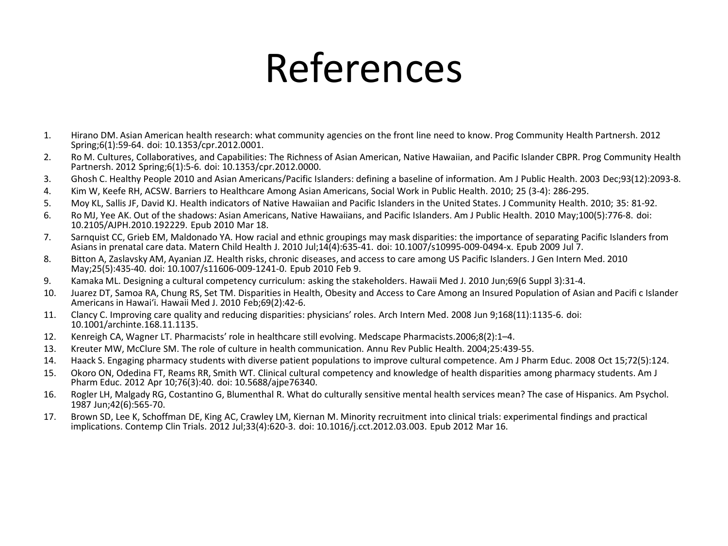# References

1. Hirano DM. Asian American health research: what community agencies on the front line need to know. Prog Community Health Partnersh. 2012 Spring;6(1):59-64. doi: 10.1353/cpr.2012.0001.
2. Ro M. Cultures, Collaboratives, and Capabilities: The Richness of Asian American, Native Hawaiian, and Pacific Islander CBPR. Prog Community Health Partnersh. 2012 Spring;6(1):5-6. doi: 10.1353/cpr.2012.0000.
3. Ghosh C. Healthy People 2010 and Asian Americans/Pacific Islanders: defining a baseline of information. Am J Public Health. 2003 Dec;93(12):2093-8.
4. Kim W, Keefe RH, ACSW. Barriers to Healthcare Among Asian Americans, Social Work in Public Health. 2010; 25 (3-4): 286-295.
5. Moy KL, Sallis JF, David KJ. Health indicators of Native Hawaiian and Pacific Islanders in the United States. J Community Health. 2010; 35: 81-92.
6. Ro MJ, Yee AK. Out of the shadows: Asian Americans, Native Hawaiians, and Pacific Islanders. Am J Public Health. 2010 May;100(5):776-8. doi: 10.2105/AJPH.2010.192229. Epub 2010 Mar 18.
7. Sarnquist CC, Grieb EM, Maldonado YA. How racial and ethnic groupings may mask disparities: the importance of separating Pacific Islanders from Asians in prenatal care data. Matern Child Health J. 2010 Jul;14(4):635-41. doi: 10.1007/s10995-009-0494-x. Epub 2009 Jul 7.
8. Bitton A, Zaslavsky AM, Ayanian JZ. Health risks, chronic diseases, and access to care among US Pacific Islanders. J Gen Intern Med. 2010 May;25(5):435-40. doi: 10.1007/s11606-009-1241-0. Epub 2010 Feb 9.
9. Kamaka ML. Designing a cultural competency curriculum: asking the stakeholders. Hawaii Med J. 2010 Jun;69(6 Suppl 3):31-4.
10. Juarez DT, Samoa RA, Chung RS, Set TM. Disparities in Health, Obesity and Access to Care Among an Insured Population of Asian and Pacifi c Islander Americans in Hawai'i. Hawaii Med J. 2010 Feb;69(2):42-6.
11. Clancy C. Improving care quality and reducing disparities: physicians' roles. Arch Intern Med. 2008 Jun 9;168(11):1135-6. doi: 10.1001/archinte.168.11.1135.
12. Kenreigh CA, Wagner LT. Pharmacists' role in healthcare still evolving. Medscape Pharmacists.2006;8(2):1–4.
13. Kreuter MW, McClure SM. The role of culture in health communication. Annu Rev Public Health. 2004;25:439-55.
14. Haack S. Engaging pharmacy students with diverse patient populations to improve cultural competence. Am J Pharm Educ. 2008 Oct 15;72(5):124.
15. Okoro ON, Odedina FT, Reams RR, Smith WT. Clinical cultural competency and knowledge of health disparities among pharmacy students. Am J Pharm Educ. 2012 Apr 10;76(3):40. doi: 10.5688/ajpe76340.
16. Rogler LH, Malgady RG, Costantino G, Blumenthal R. What do culturally sensitive mental health services mean? The case of Hispanics. Am Psychol. 1987 Jun;42(6):565-70.
17. Brown SD, Lee K, Schoffman DE, King AC, Crawley LM, Kiernan M. Minority recruitment into clinical trials: experimental findings and practical implications. Contemp Clin Trials. 2012 Jul;33(4):620-3. doi: 10.1016/j.cct.2012.03.003. Epub 2012 Mar 16.